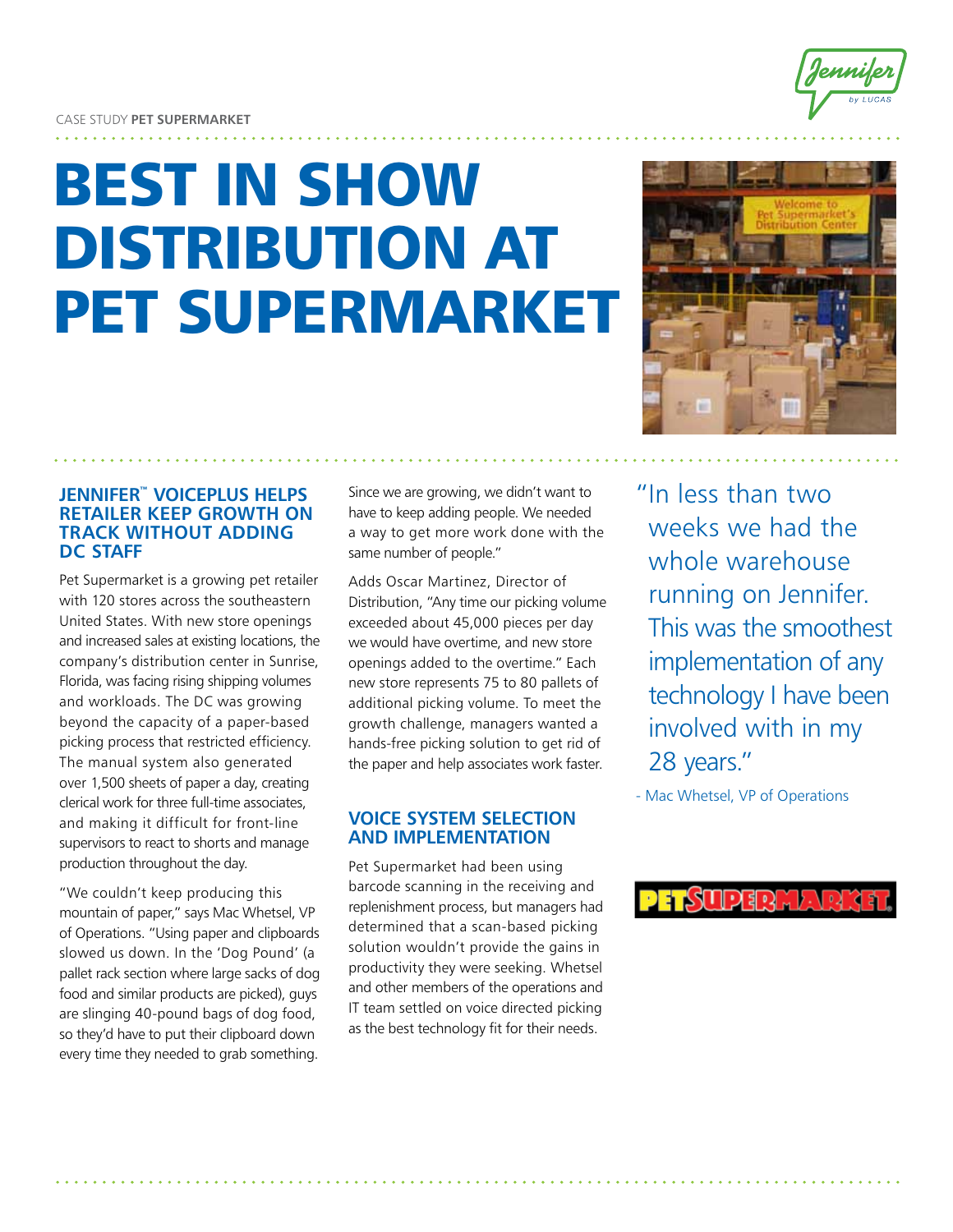CASE STUDY **PET SUPERMARKET**

# BEST IN SHOW DISTRIBUTION AT PET SUPERMARKET

## JENNIFER™ VOICEPLUS HELPS RETAILER KEEP GROWTH ON TRACK WITHOUT ADDING DC STAFF

Pet Supermarket is a growing pet retailer with 120 stores across the southeastern United States. With new store openings and increased sales at existing locations, the company's distribution center in Sunrise, Florida, was facing rising shipping volumes and workloads. The DC was growing beyond the capacity of a paper-based picking process that restricted efficiency. The manual system also generated over 1,500 sheets of paper a day, creating clerical work for three full-time associates, and making it difficult for front-line supervisors to react to shorts and manage production throughout the day.

"We couldn't keep producing this mountain of paper," says Mac Whetsel, VP of Operations. "Using paper and clipboards slowed us down. In the 'Dog Pound' (a pallet rack section where large sacks of dog food and similar products are picked), guys are slinging 40-pound bags of dog food, so they'd have to put their clipboard down every time they needed to grab something. Since we are growing, we didn't want to have to keep adding people. We needed a way to get more work done with the same number of people."

Adds Oscar Martinez, Director of Distribution, "Any time our picking volume exceeded about 45,000 pieces per day we would have overtime, and new store openings added to the overtime." Each new store represents 75 to 80 pallets of additional picking volume. To meet the growth challenge, managers wanted a hands-free picking solution to get rid of the paper and help associates work faster.

## VOICE SYSTEM SELECTION AND IMPLEMENTATION

Pet Supermarket had been using barcode scanning in the receiving and replenishment process, but managers had determined that a scan-based picking solution wouldn't provide the gains in productivity they were seeking. Whetsel and other members of the operations and IT team settled on voice directed picking as the best technology fit for their needs.

> "In less than two weeks we had the whole warehouse running on Jennifer. This was the smoothest implementation of any technology I have been involved with in my 28 years."
>
> \- Mac Whetsel, VP of Operations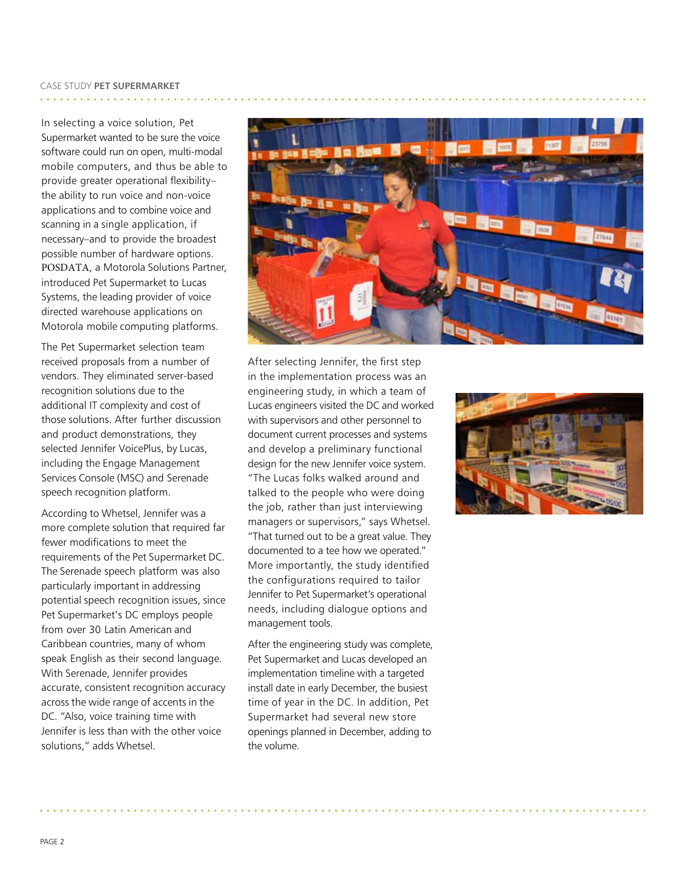In selecting a voice solution, Pet Supermarket wanted to be sure the voice software could run on open, multi-modal mobile computers, and thus be able to provide greater operational flexibility–the ability to run voice and non-voice applications and to combine voice and scanning in a single application, if necessary–and to provide the broadest possible number of hardware options. POSDATA, a Motorola Solutions Partner, introduced Pet Supermarket to Lucas Systems, the leading provider of voice directed warehouse applications on Motorola mobile computing platforms.

The Pet Supermarket selection team received proposals from a number of vendors. They eliminated server-based recognition solutions due to the additional IT complexity and cost of those solutions. After further discussion and product demonstrations, they selected Jennifer VoicePlus, by Lucas, including the Engage Management Services Console (MSC) and Serenade speech recognition platform.

According to Whetsel, Jennifer was a more complete solution that required far fewer modifications to meet the requirements of the Pet Supermarket DC. The Serenade speech platform was also particularly important in addressing potential speech recognition issues, since Pet Supermarket's DC employs people from over 30 Latin American and Caribbean countries, many of whom speak English as their second language. With Serenade, Jennifer provides accurate, consistent recognition accuracy across the wide range of accents in the DC. "Also, voice training time with Jennifer is less than with the other voice solutions," adds Whetsel.

After selecting Jennifer, the first step in the implementation process was an engineering study, in which a team of Lucas engineers visited the DC and worked with supervisors and other personnel to document current processes and systems and develop a preliminary functional design for the new Jennifer voice system. "The Lucas folks walked around and talked to the people who were doing the job, rather than just interviewing managers or supervisors," says Whetsel. "That turned out to be a great value. They documented to a tee how we operated." More importantly, the study identified the configurations required to tailor Jennifer to Pet Supermarket's operational needs, including dialogue options and management tools.

After the engineering study was complete, Pet Supermarket and Lucas developed an implementation timeline with a targeted install date in early December, the busiest time of year in the DC. In addition, Pet Supermarket had several new store openings planned in December, adding to the volume.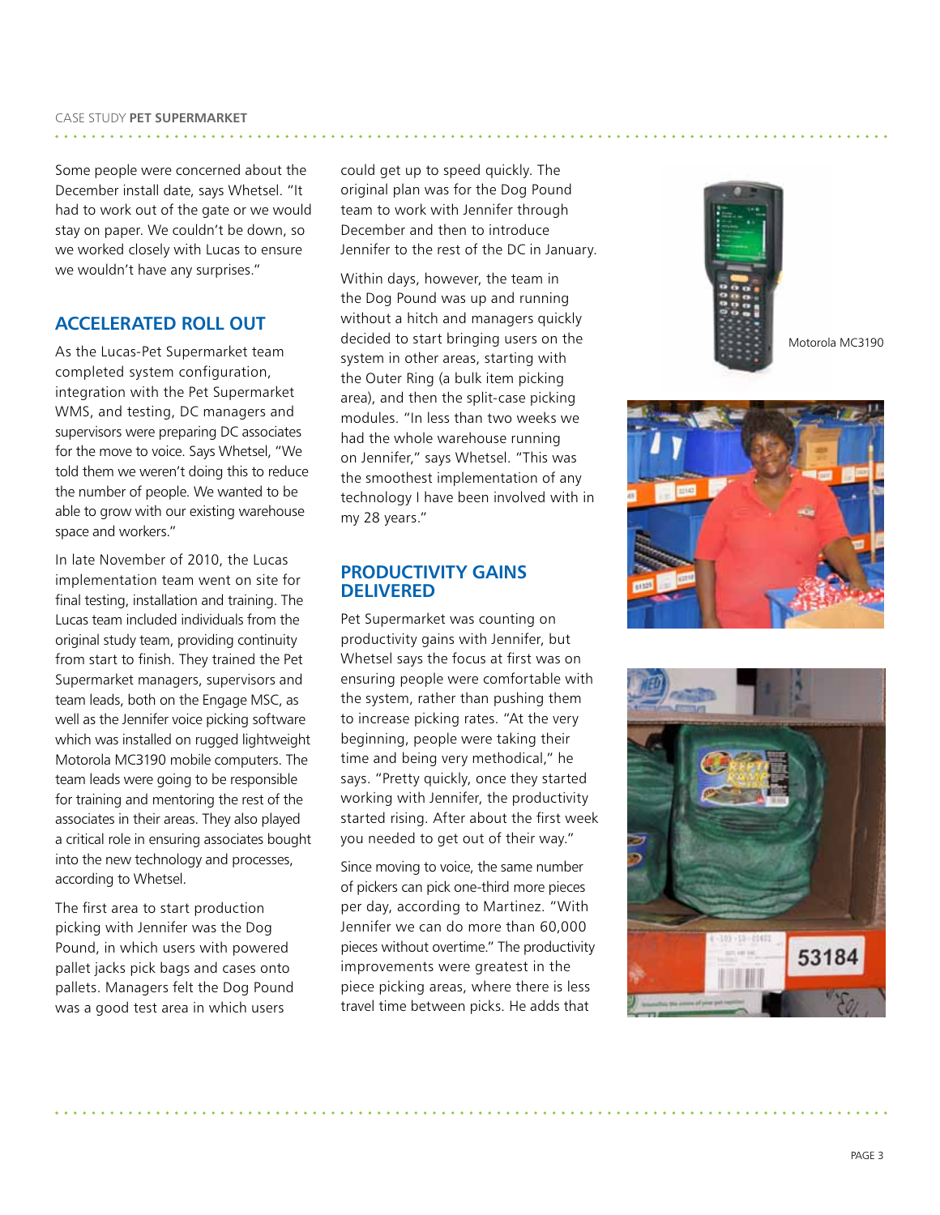Some people were concerned about the December install date, says Whetsel. "It had to work out of the gate or we would stay on paper. We couldn't be down, so we worked closely with Lucas to ensure we wouldn't have any surprises."

## ACCELERATED ROLL OUT

As the Lucas-Pet Supermarket team completed system configuration, integration with the Pet Supermarket WMS, and testing, DC managers and supervisors were preparing DC associates for the move to voice. Says Whetsel, "We told them we weren't doing this to reduce the number of people. We wanted to be able to grow with our existing warehouse space and workers."

In late November of 2010, the Lucas implementation team went on site for final testing, installation and training. The Lucas team included individuals from the original study team, providing continuity from start to finish. They trained the Pet Supermarket managers, supervisors and team leads, both on the Engage MSC, as well as the Jennifer voice picking software which was installed on rugged lightweight Motorola MC3190 mobile computers. The team leads were going to be responsible for training and mentoring the rest of the associates in their areas. They also played a critical role in ensuring associates bought into the new technology and processes, according to Whetsel.

The first area to start production picking with Jennifer was the Dog Pound, in which users with powered pallet jacks pick bags and cases onto pallets. Managers felt the Dog Pound was a good test area in which users could get up to speed quickly. The original plan was for the Dog Pound team to work with Jennifer through December and then to introduce Jennifer to the rest of the DC in January.

Within days, however, the team in the Dog Pound was up and running without a hitch and managers quickly decided to start bringing users on the system in other areas, starting with the Outer Ring (a bulk item picking area), and then the split-case picking modules. "In less than two weeks we had the whole warehouse running on Jennifer," says Whetsel. "This was the smoothest implementation of any technology I have been involved with in my 28 years."

## PRODUCTIVITY GAINS DELIVERED

Pet Supermarket was counting on productivity gains with Jennifer, but Whetsel says the focus at first was on ensuring people were comfortable with the system, rather than pushing them to increase picking rates. "At the very beginning, people were taking their time and being very methodical," he says. "Pretty quickly, once they started working with Jennifer, the productivity started rising. After about the first week you needed to get out of their way."

Since moving to voice, the same number of pickers can pick one-third more pieces per day, according to Martinez. "With Jennifer we can do more than 60,000 pieces without overtime." The productivity improvements were greatest in the piece picking areas, where there is less travel time between picks. He adds that

Motorola MC3190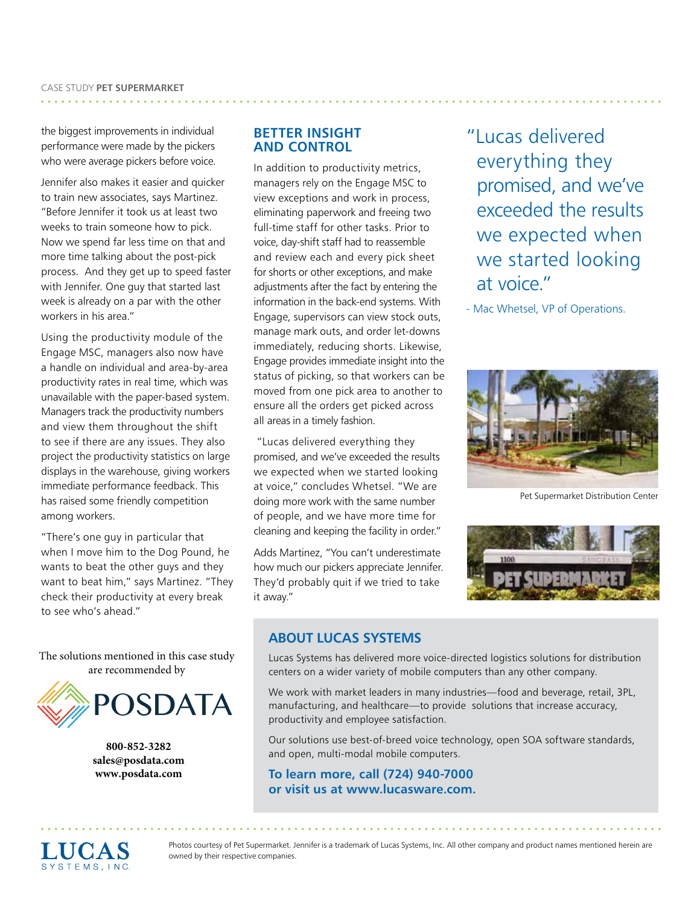the biggest improvements in individual performance were made by the pickers who were average pickers before voice.

Jennifer also makes it easier and quicker to train new associates, says Martinez. "Before Jennifer it took us at least two weeks to train someone how to pick. Now we spend far less time on that and more time talking about the post-pick process. And they get up to speed faster with Jennifer. One guy that started last week is already on a par with the other workers in his area."

Using the productivity module of the Engage MSC, managers also now have a handle on individual and area-by-area productivity rates in real time, which was unavailable with the paper-based system. Managers track the productivity numbers and view them throughout the shift to see if there are any issues. They also project the productivity statistics on large displays in the warehouse, giving workers immediate performance feedback. This has raised some friendly competition among workers.

"There's one guy in particular that when I move him to the Dog Pound, he wants to beat the other guys and they want to beat him," says Martinez. "They check their productivity at every break to see who's ahead."

## BETTER INSIGHT AND CONTROL

In addition to productivity metrics, managers rely on the Engage MSC to view exceptions and work in process, eliminating paperwork and freeing two full-time staff for other tasks. Prior to voice, day-shift staff had to reassemble and review each and every pick sheet for shorts or other exceptions, and make adjustments after the fact by entering the information in the back-end systems. With Engage, supervisors can view stock outs, manage mark outs, and order let-downs immediately, reducing shorts. Likewise, Engage provides immediate insight into the status of picking, so that workers can be moved from one pick area to another to ensure all the orders get picked across all areas in a timely fashion.

"Lucas delivered everything they promised, and we've exceeded the results we expected when we started looking at voice," concludes Whetsel. "We are doing more work with the same number of people, and we have more time for cleaning and keeping the facility in order."

Adds Martinez, "You can't underestimate how much our pickers appreciate Jennifer. They'd probably quit if we tried to take it away."

> "Lucas delivered everything they promised, and we've exceeded the results we expected when we started looking at voice."
>
> - Mac Whetsel, VP of Operations.

Pet Supermarket Distribution Center

The solutions mentioned in this case study are recommended by

POSDATA

**800-852-3282**
**sales@posdata.com**
**www.posdata.com**

## ABOUT LUCAS SYSTEMS

Lucas Systems has delivered more voice-directed logistics solutions for distribution centers on a wider variety of mobile computers than any other company.

We work with market leaders in many industries—food and beverage, retail, 3PL, manufacturing, and healthcare—to provide solutions that increase accuracy, productivity and employee satisfaction.

Our solutions use best-of-breed voice technology, open SOA software standards, and open, multi-modal mobile computers.

**To learn more, call (724) 940-7000 or visit us at www.lucasware.com.**

LUCAS SYSTEMS, INC.

Photos courtesy of Pet Supermarket. Jennifer is a trademark of Lucas Systems, Inc. All other company and product names mentioned herein are owned by their respective companies.